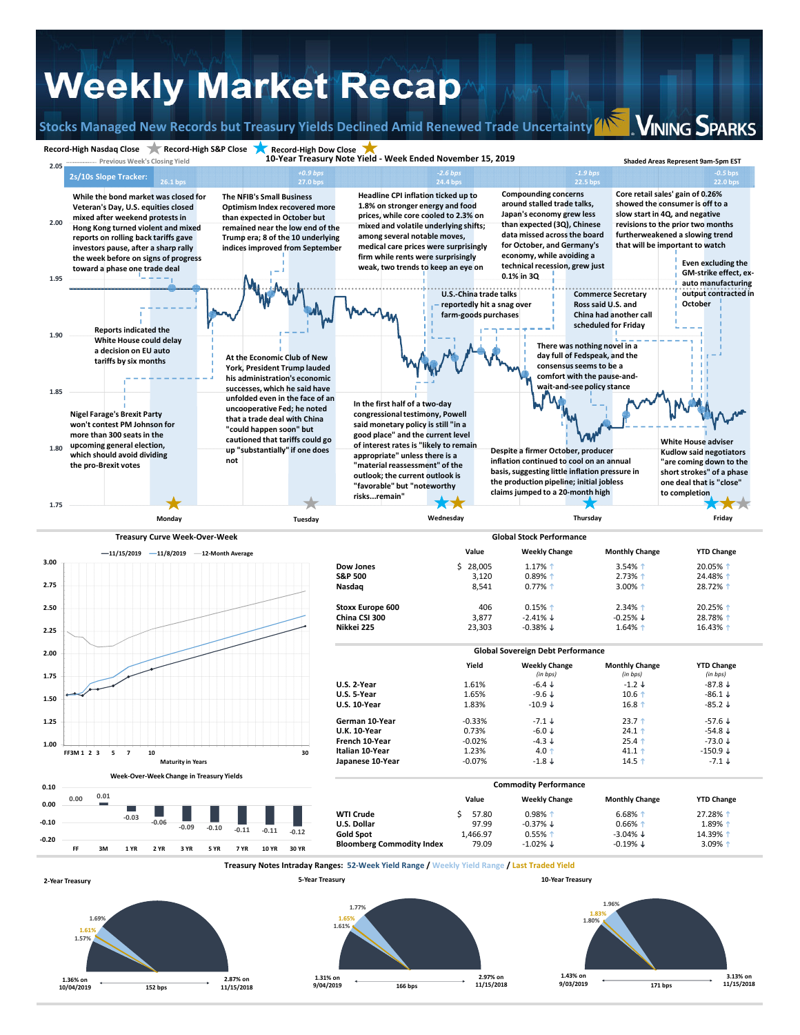# Weekly Market Recap

## Stocks Managed New Records but Treasury Yields Declined Amid Renewed Trade Uncertainty

Vining Sparks

Record-High Nasdaq Close · Record-High S&P Close · Record-High Dow Close

Previous Week's Closing Yield

### 10-Year Treasury Note Yield - Week Ended November 15, 2019

Shaded Areas Represent 9am-5pm EST

2s/10s Slope Tracker: 26.1 bps | +0.9 bps 27.0 bps | -2.6 bps 24.4 bps | -1.9 bps 22.5 bps | -0.5 bps 22.0 bps

**Monday**

While the bond market was closed for Veteran's Day, U.S. equities closed mixed after weekend protests in Hong Kong turned violent and mixed reports on rolling back tariffs gave investors pause, after a sharp rally the week before on signs of progress toward a phase one trade deal

Reports indicated the White House could delay a decision on EU auto tariffs by six months

Nigel Farage's Brexit Party won't contest PM Johnson for more than 300 seats in the upcoming general election, which should avoid dividing the pro-Brexit votes

**Tuesday**

The NFIB's Small Business Optimism Index recovered more than expected in October but remained near the low end of the Trump era; 8 of the 10 underlying indices improved from September

At the Economic Club of New York, President Trump lauded his administration's economic successes, which he said have unfolded even in the face of an uncooperative Fed; he noted that a trade deal with China "could happen soon" but cautioned that tariffs could go up "substantially" if one does not

**Wednesday**

Headline CPI inflation ticked up to 1.8% on stronger energy and food prices, while core cooled to 2.3% on mixed and volatile underlying shifts; among several notable moves, medical care prices were surprisingly firm while rents were surprisingly weak, two trends to keep an eye on

U.S.-China trade talks reportedly hit a snag over farm-goods purchases

In the first half of a two-day congressional testimony, Powell said monetary policy is still "in a good place" and the current level of interest rates is "likely to remain appropriate" unless there is a "material reassessment" of the outlook; the current outlook is "favorable" but "noteworthy risks...remain"

**Thursday**

Compounding concerns around stalled trade talks, Japan's economy grew less than expected (3Q), Chinese data missed across the board for October, and Germany's economy, while avoiding a technical recession, grew just 0.1% in 3Q

Commerce Secretary Ross said U.S. and China had another call scheduled for Friday

There was nothing novel in a day full of Fedspeak, and the consensus seems to be a comfort with the pause-and-wait-and-see policy stance

Despite a firmer October, producer inflation continued to cool on an annual basis, suggesting little inflation pressure in the production pipeline; initial jobless claims jumped to a 20-month high

**Friday**

Core retail sales' gain of 0.26% showed the consumer is off to a slow start in 4Q, and negative revisions to the prior two months furtherweakened a slowing trend that will be important to watch

Even excluding the GM-strike effect, ex-auto manufacturing output contracted in October

White House adviser Kudlow said negotiators "are coming down to the short strokes" of a phase one deal that is "close" to completion

### Treasury Curve Week-Over-Week

11/15/2019 · 11/8/2019 · 12-Month Average

### Week-Over-Week Change in Treasury Yields

| FF | 3M | 1 YR | 2 YR | 3 YR | 5 YR | 7 YR | 10 YR | 30 YR |
|---|---|---|---|---|---|---|---|---|
| 0.00 | 0.01 | -0.03 | -0.06 | -0.09 | -0.10 | -0.11 | -0.11 | -0.12 |

### Global Stock Performance

| | Value | Weekly Change | Monthly Change | YTD Change |
|---|---|---|---|---|
| Dow Jones | $ 28,005 | 1.17% ↑ | 3.54% ↑ | 20.05% ↑ |
| S&P 500 | 3,120 | 0.89% ↑ | 2.73% ↑ | 24.48% ↑ |
| Nasdaq | 8,541 | 0.77% ↑ | 3.00% ↑ | 28.72% ↑ |
| Stoxx Europe 600 | 406 | 0.15% ↑ | 2.34% ↑ | 20.25% ↑ |
| China CSI 300 | 3,877 | -2.41% ↓ | -0.25% ↓ | 28.78% ↑ |
| Nikkei 225 | 23,303 | -0.38% ↓ | 1.64% ↑ | 16.43% ↑ |

### Global Sovereign Debt Performance

| | Yield | Weekly Change (in bps) | Monthly Change (in bps) | YTD Change (in bps) |
|---|---|---|---|---|
| U.S. 2-Year | 1.61% | -6.4 ↓ | -1.2 ↓ | -87.8 ↓ |
| U.S. 5-Year | 1.65% | -9.6 ↓ | 10.6 ↑ | -86.1 ↓ |
| U.S. 10-Year | 1.83% | -10.9 ↓ | 16.8 ↑ | -85.2 ↓ |
| German 10-Year | -0.33% | -7.1 ↓ | 23.7 ↑ | -57.6 ↓ |
| U.K. 10-Year | 0.73% | -6.0 ↓ | 24.1 ↑ | -54.8 ↓ |
| French 10-Year | -0.02% | -4.3 ↓ | 25.4 ↑ | -73.0 ↓ |
| Italian 10-Year | 1.23% | 4.0 ↑ | 41.1 ↑ | -150.9 ↓ |
| Japanese 10-Year | -0.07% | -1.8 ↓ | 14.5 ↑ | -7.1 ↓ |

### Commodity Performance

| | Value | Weekly Change | Monthly Change | YTD Change |
|---|---|---|---|---|
| WTI Crude | $ 57.80 | 0.98% ↑ | 6.68% ↑ | 27.28% ↑ |
| U.S. Dollar | 97.99 | -0.37% ↓ | 0.66% ↑ | 1.89% ↑ |
| Gold Spot | 1,466.97 | 0.55% ↑ | -3.04% ↓ | 14.39% ↑ |
| Bloomberg Commodity Index | 79.09 | -1.02% ↓ | -0.19% ↓ | 3.09% ↑ |

### Treasury Notes Intraday Ranges: 52-Week Yield Range / Weekly Yield Range / Last Traded Yield

| | 52-Week Low | 52-Week High | 52-Week Range | Weekly Range | Last Traded |
|---|---|---|---|---|---|
| 2-Year Treasury | 1.36% on 10/04/2019 | 2.87% on 11/15/2018 | 152 bps | 1.57% – 1.69% | 1.61% |
| 5-Year Treasury | 1.31% on 9/04/2019 | 2.97% on 11/15/2018 | 166 bps | 1.61% – 1.77% | 1.65% |
| 10-Year Treasury | 1.43% on 9/03/2019 | 3.13% on 11/15/2018 | 171 bps | 1.80% – 1.96% | 1.83% |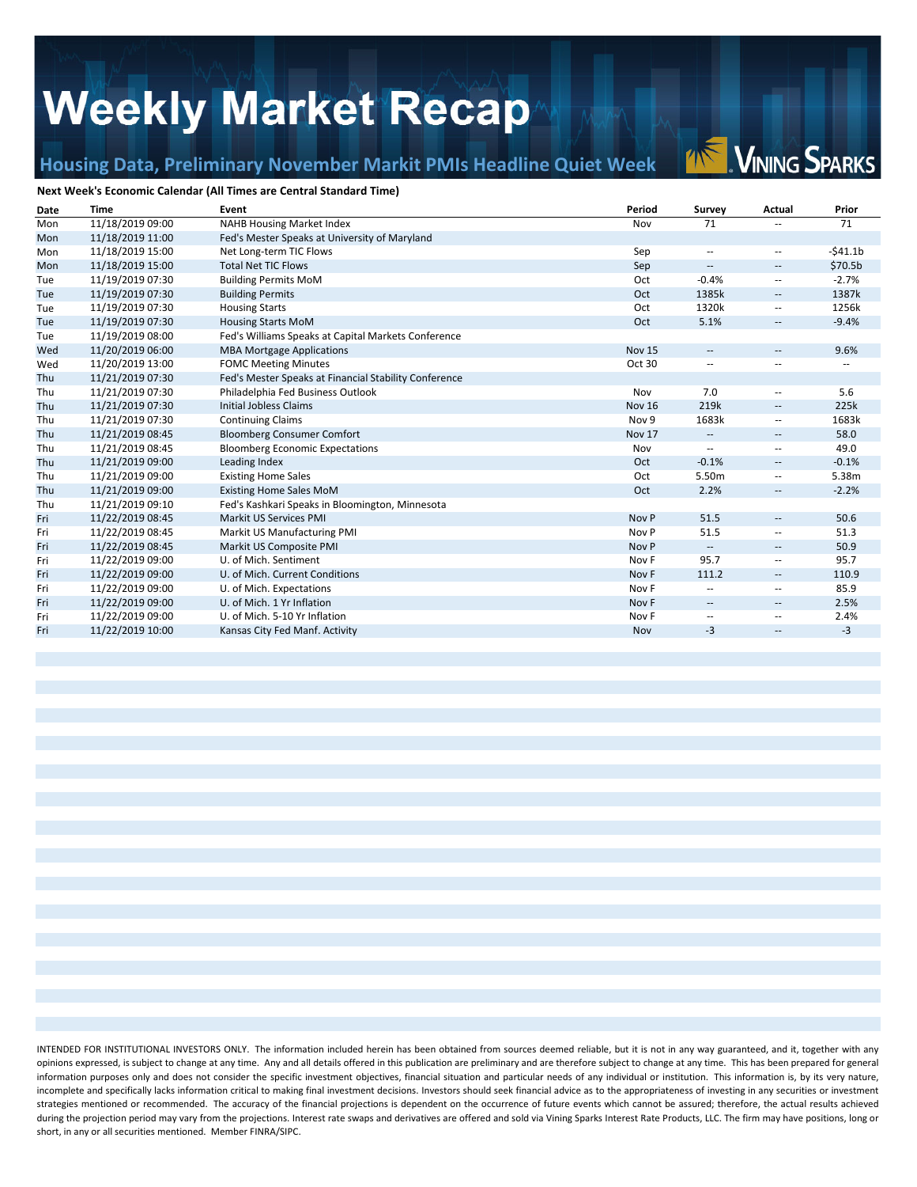# Weekly Market Recap

## Housing Data, Preliminary November Markit PMIs Headline Quiet Week

VINING SPARKS

**Next Week's Economic Calendar (All Times are Central Standard Time)**

| Date | Time | Event | Period | Survey | Actual | Prior |
|---|---|---|---|---|---|---|
| Mon | 11/18/2019 09:00 | NAHB Housing Market Index | Nov | 71 | -- | 71 |
| Mon | 11/18/2019 11:00 | Fed's Mester Speaks at University of Maryland | | | | |
| Mon | 11/18/2019 15:00 | Net Long-term TIC Flows | Sep | -- | -- | -$41.1b |
| Mon | 11/18/2019 15:00 | Total Net TIC Flows | Sep | -- | -- | $70.5b |
| Tue | 11/19/2019 07:30 | Building Permits MoM | Oct | -0.4% | -- | -2.7% |
| Tue | 11/19/2019 07:30 | Building Permits | Oct | 1385k | -- | 1387k |
| Tue | 11/19/2019 07:30 | Housing Starts | Oct | 1320k | -- | 1256k |
| Tue | 11/19/2019 07:30 | Housing Starts MoM | Oct | 5.1% | -- | -9.4% |
| Tue | 11/19/2019 08:00 | Fed's Williams Speaks at Capital Markets Conference | | | | |
| Wed | 11/20/2019 06:00 | MBA Mortgage Applications | Nov 15 | -- | -- | 9.6% |
| Wed | 11/20/2019 13:00 | FOMC Meeting Minutes | Oct 30 | -- | -- | -- |
| Thu | 11/21/2019 07:30 | Fed's Mester Speaks at Financial Stability Conference | | | | |
| Thu | 11/21/2019 07:30 | Philadelphia Fed Business Outlook | Nov | 7.0 | -- | 5.6 |
| Thu | 11/21/2019 07:30 | Initial Jobless Claims | Nov 16 | 219k | -- | 225k |
| Thu | 11/21/2019 07:30 | Continuing Claims | Nov 9 | 1683k | -- | 1683k |
| Thu | 11/21/2019 08:45 | Bloomberg Consumer Comfort | Nov 17 | -- | -- | 58.0 |
| Thu | 11/21/2019 08:45 | Bloomberg Economic Expectations | Nov | -- | -- | 49.0 |
| Thu | 11/21/2019 09:00 | Leading Index | Oct | -0.1% | -- | -0.1% |
| Thu | 11/21/2019 09:00 | Existing Home Sales | Oct | 5.50m | -- | 5.38m |
| Thu | 11/21/2019 09:00 | Existing Home Sales MoM | Oct | 2.2% | -- | -2.2% |
| Thu | 11/21/2019 09:10 | Fed's Kashkari Speaks in Bloomington, Minnesota | | | | |
| Fri | 11/22/2019 08:45 | Markit US Services PMI | Nov P | 51.5 | -- | 50.6 |
| Fri | 11/22/2019 08:45 | Markit US Manufacturing PMI | Nov P | 51.5 | -- | 51.3 |
| Fri | 11/22/2019 08:45 | Markit US Composite PMI | Nov P | -- | -- | 50.9 |
| Fri | 11/22/2019 09:00 | U. of Mich. Sentiment | Nov F | 95.7 | -- | 95.7 |
| Fri | 11/22/2019 09:00 | U. of Mich. Current Conditions | Nov F | 111.2 | -- | 110.9 |
| Fri | 11/22/2019 09:00 | U. of Mich. Expectations | Nov F | -- | -- | 85.9 |
| Fri | 11/22/2019 09:00 | U. of Mich. 1 Yr Inflation | Nov F | -- | -- | 2.5% |
| Fri | 11/22/2019 09:00 | U. of Mich. 5-10 Yr Inflation | Nov F | -- | -- | 2.4% |
| Fri | 11/22/2019 10:00 | Kansas City Fed Manf. Activity | Nov | -3 | -- | -3 |

INTENDED FOR INSTITUTIONAL INVESTORS ONLY. The information included herein has been obtained from sources deemed reliable, but it is not in any way guaranteed, and it, together with any opinions expressed, is subject to change at any time. Any and all details offered in this publication are preliminary and are therefore subject to change at any time. This has been prepared for general information purposes only and does not consider the specific investment objectives, financial situation and particular needs of any individual or institution. This information is, by its very nature, incomplete and specifically lacks information critical to making final investment decisions. Investors should seek financial advice as to the appropriateness of investing in any securities or investment strategies mentioned or recommended. The accuracy of the financial projections is dependent on the occurrence of future events which cannot be assured; therefore, the actual results achieved during the projection period may vary from the projections. Interest rate swaps and derivatives are offered and sold via Vining Sparks Interest Rate Products, LLC. The firm may have positions, long or short, in any or all securities mentioned. Member FINRA/SIPC.